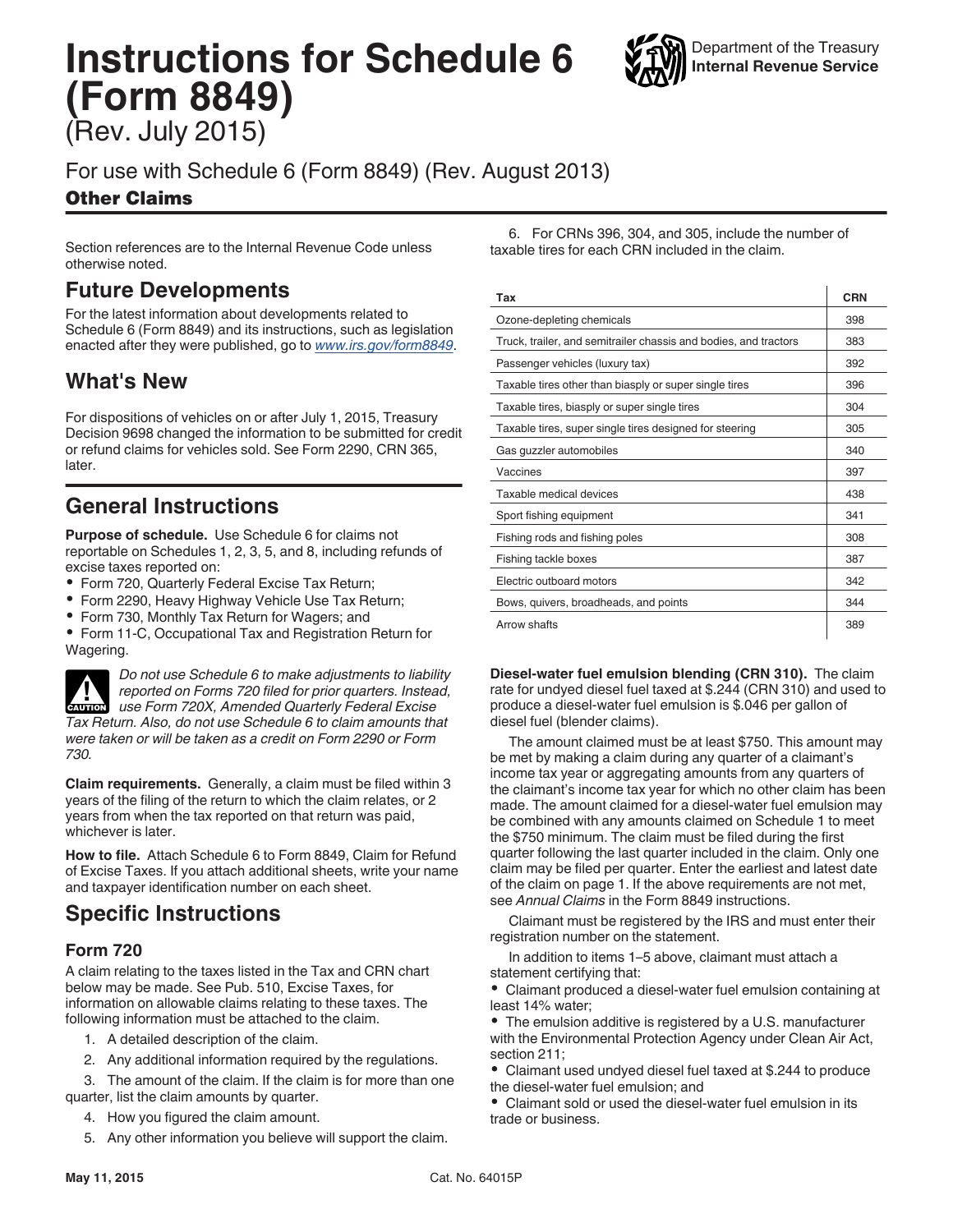# Instructions for Schedule 6 (Form 8849)

(Rev. July 2015)

Department of the Treasury
Internal Revenue Service

## For use with Schedule 6 (Form 8849) (Rev. August 2013)

### Other Claims

Section references are to the Internal Revenue Code unless otherwise noted.

## Future Developments

For the latest information about developments related to Schedule 6 (Form 8849) and its instructions, such as legislation enacted after they were published, go to *www.irs.gov/form8849*.

## What's New

For dispositions of vehicles on or after July 1, 2015, Treasury Decision 9698 changed the information to be submitted for credit or refund claims for vehicles sold. See Form 2290, CRN 365, later.

## General Instructions

**Purpose of schedule.** Use Schedule 6 for claims not reportable on Schedules 1, 2, 3, 5, and 8, including refunds of excise taxes reported on:

- Form 720, Quarterly Federal Excise Tax Return;
- Form 2290, Heavy Highway Vehicle Use Tax Return;
- Form 730, Monthly Tax Return for Wagers; and
- Form 11-C, Occupational Tax and Registration Return for Wagering.

**CAUTION:** *Do not use Schedule 6 to make adjustments to liability reported on Forms 720 filed for prior quarters. Instead, use Form 720X, Amended Quarterly Federal Excise Tax Return. Also, do not use Schedule 6 to claim amounts that were taken or will be taken as a credit on Form 2290 or Form 730.*

**Claim requirements.** Generally, a claim must be filed within 3 years of the filing of the return to which the claim relates, or 2 years from when the tax reported on that return was paid, whichever is later.

**How to file.** Attach Schedule 6 to Form 8849, Claim for Refund of Excise Taxes. If you attach additional sheets, write your name and taxpayer identification number on each sheet.

## Specific Instructions

### Form 720

A claim relating to the taxes listed in the Tax and CRN chart below may be made. See Pub. 510, Excise Taxes, for information on allowable claims relating to these taxes. The following information must be attached to the claim.

1. A detailed description of the claim.
2. Any additional information required by the regulations.
3. The amount of the claim. If the claim is for more than one quarter, list the claim amounts by quarter.
4. How you figured the claim amount.
5. Any other information you believe will support the claim.
6. For CRNs 396, 304, and 305, include the number of taxable tires for each CRN included in the claim.

| Tax | CRN |
|---|---|
| Ozone-depleting chemicals | 398 |
| Truck, trailer, and semitrailer chassis and bodies, and tractors | 383 |
| Passenger vehicles (luxury tax) | 392 |
| Taxable tires other than biasply or super single tires | 396 |
| Taxable tires, biasply or super single tires | 304 |
| Taxable tires, super single tires designed for steering | 305 |
| Gas guzzler automobiles | 340 |
| Vaccines | 397 |
| Taxable medical devices | 438 |
| Sport fishing equipment | 341 |
| Fishing rods and fishing poles | 308 |
| Fishing tackle boxes | 387 |
| Electric outboard motors | 342 |
| Bows, quivers, broadheads, and points | 344 |
| Arrow shafts | 389 |

**Diesel-water fuel emulsion blending (CRN 310).** The claim rate for undyed diesel fuel taxed at $.244 (CRN 310) and used to produce a diesel-water fuel emulsion is $.046 per gallon of diesel fuel (blender claims).

The amount claimed must be at least $750. This amount may be met by making a claim during any quarter of a claimant's income tax year or aggregating amounts from any quarters of the claimant's income tax year for which no other claim has been made. The amount claimed for a diesel-water fuel emulsion may be combined with any amounts claimed on Schedule 1 to meet the $750 minimum. The claim must be filed during the first quarter following the last quarter included in the claim. Only one claim may be filed per quarter. Enter the earliest and latest date of the claim on page 1. If the above requirements are not met, see *Annual Claims* in the Form 8849 instructions.

Claimant must be registered by the IRS and must enter their registration number on the statement.

In addition to items 1–5 above, claimant must attach a statement certifying that:

- Claimant produced a diesel-water fuel emulsion containing at least 14% water;
- The emulsion additive is registered by a U.S. manufacturer with the Environmental Protection Agency under Clean Air Act, section 211;
- Claimant used undyed diesel fuel taxed at $.244 to produce the diesel-water fuel emulsion; and
- Claimant sold or used the diesel-water fuel emulsion in its trade or business.

May 11, 2015 Cat. No. 64015P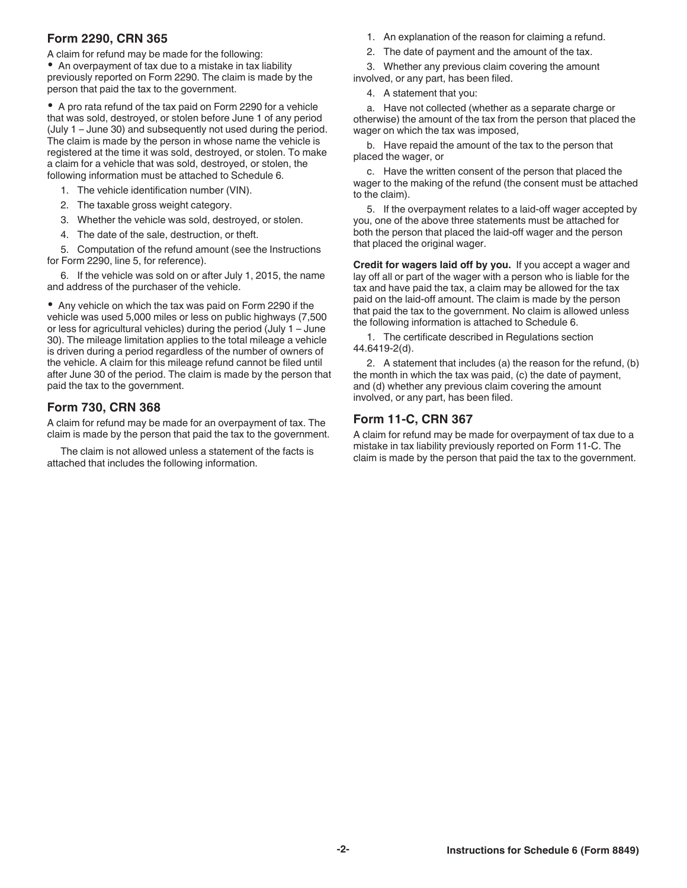## Form 2290, CRN 365

A claim for refund may be made for the following:

- An overpayment of tax due to a mistake in tax liability previously reported on Form 2290. The claim is made by the person that paid the tax to the government.
- A pro rata refund of the tax paid on Form 2290 for a vehicle that was sold, destroyed, or stolen before June 1 of any period (July 1 – June 30) and subsequently not used during the period. The claim is made by the person in whose name the vehicle is registered at the time it was sold, destroyed, or stolen. To make a claim for a vehicle that was sold, destroyed, or stolen, the following information must be attached to Schedule 6.

  1. The vehicle identification number (VIN).
  2. The taxable gross weight category.
  3. Whether the vehicle was sold, destroyed, or stolen.
  4. The date of the sale, destruction, or theft.
  5. Computation of the refund amount (see the Instructions for Form 2290, line 5, for reference).
  6. If the vehicle was sold on or after July 1, 2015, the name and address of the purchaser of the vehicle.

- Any vehicle on which the tax was paid on Form 2290 if the vehicle was used 5,000 miles or less on public highways (7,500 or less for agricultural vehicles) during the period (July 1 – June 30). The mileage limitation applies to the total mileage a vehicle is driven during a period regardless of the number of owners of the vehicle. A claim for this mileage refund cannot be filed until after June 30 of the period. The claim is made by the person that paid the tax to the government.

## Form 730, CRN 368

A claim for refund may be made for an overpayment of tax. The claim is made by the person that paid the tax to the government.

The claim is not allowed unless a statement of the facts is attached that includes the following information.

1. An explanation of the reason for claiming a refund.
2. The date of payment and the amount of the tax.
3. Whether any previous claim covering the amount involved, or any part, has been filed.
4. A statement that you:

   a. Have not collected (whether as a separate charge or otherwise) the amount of the tax from the person that placed the wager on which the tax was imposed,

   b. Have repaid the amount of the tax to the person that placed the wager, or

   c. Have the written consent of the person that placed the wager to the making of the refund (the consent must be attached to the claim).

5. If the overpayment relates to a laid-off wager accepted by you, one of the above three statements must be attached for both the person that placed the laid-off wager and the person that placed the original wager.

**Credit for wagers laid off by you.** If you accept a wager and lay off all or part of the wager with a person who is liable for the tax and have paid the tax, a claim may be allowed for the tax paid on the laid-off amount. The claim is made by the person that paid the tax to the government. No claim is allowed unless the following information is attached to Schedule 6.

1. The certificate described in Regulations section 44.6419-2(d).
2. A statement that includes (a) the reason for the refund, (b) the month in which the tax was paid, (c) the date of payment, and (d) whether any previous claim covering the amount involved, or any part, has been filed.

## Form 11-C, CRN 367

A claim for refund may be made for overpayment of tax due to a mistake in tax liability previously reported on Form 11-C. The claim is made by the person that paid the tax to the government.